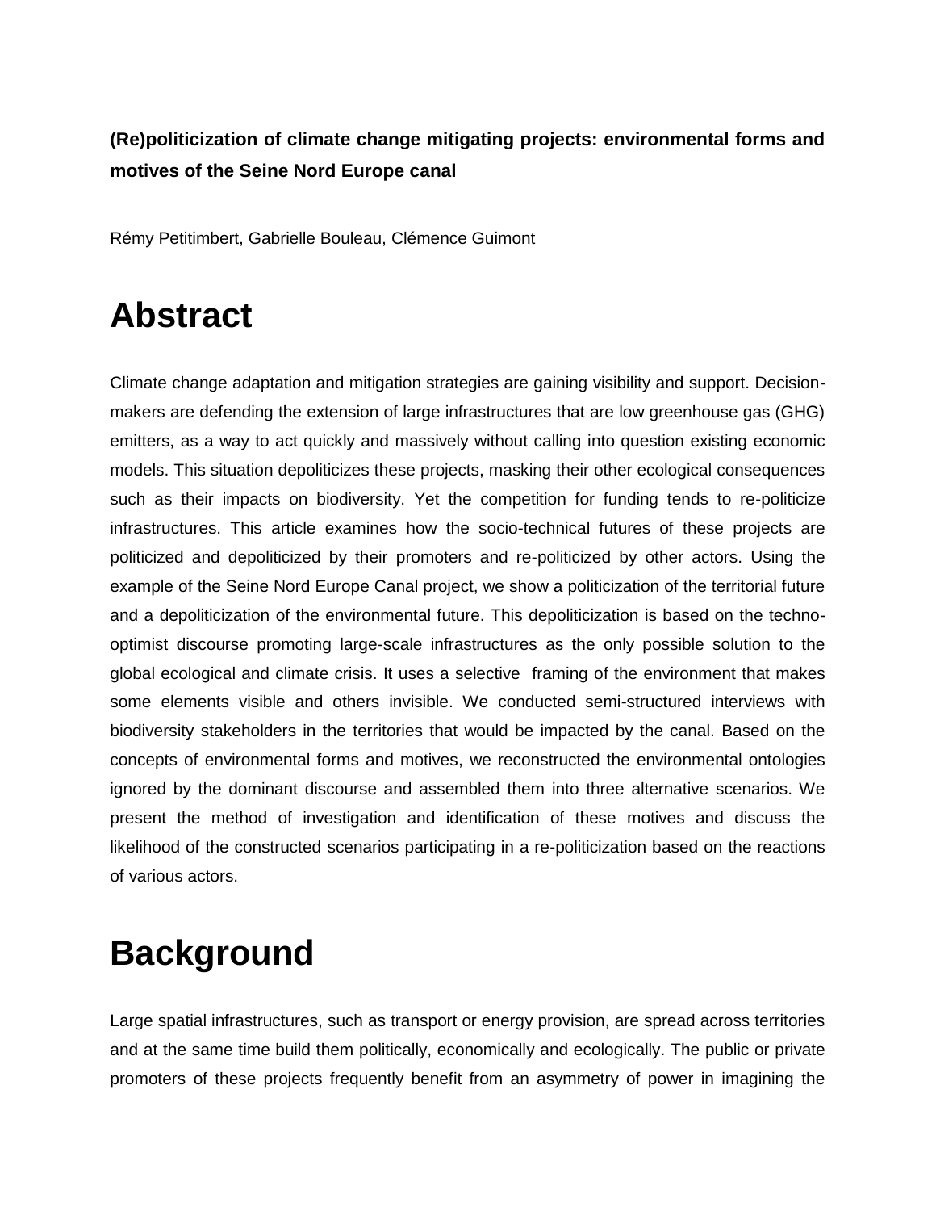**(Re)politicization of climate change mitigating projects: environmental forms and motives of the Seine Nord Europe canal**

Rémy Petitimbert, Gabrielle Bouleau, Clémence Guimont

# Abstract

Climate change adaptation and mitigation strategies are gaining visibility and support. Decision-makers are defending the extension of large infrastructures that are low greenhouse gas (GHG) emitters, as a way to act quickly and massively without calling into question existing economic models. This situation depoliticizes these projects, masking their other ecological consequences such as their impacts on biodiversity. Yet the competition for funding tends to re-politicize infrastructures. This article examines how the socio-technical futures of these projects are politicized and depoliticized by their promoters and re-politicized by other actors. Using the example of the Seine Nord Europe Canal project, we show a politicization of the territorial future and a depoliticization of the environmental future. This depoliticization is based on the techno-optimist discourse promoting large-scale infrastructures as the only possible solution to the global ecological and climate crisis. It uses a selective framing of the environment that makes some elements visible and others invisible. We conducted semi-structured interviews with biodiversity stakeholders in the territories that would be impacted by the canal. Based on the concepts of environmental forms and motives, we reconstructed the environmental ontologies ignored by the dominant discourse and assembled them into three alternative scenarios. We present the method of investigation and identification of these motives and discuss the likelihood of the constructed scenarios participating in a re-politicization based on the reactions of various actors.

# Background

Large spatial infrastructures, such as transport or energy provision, are spread across territories and at the same time build them politically, economically and ecologically. The public or private promoters of these projects frequently benefit from an asymmetry of power in imagining the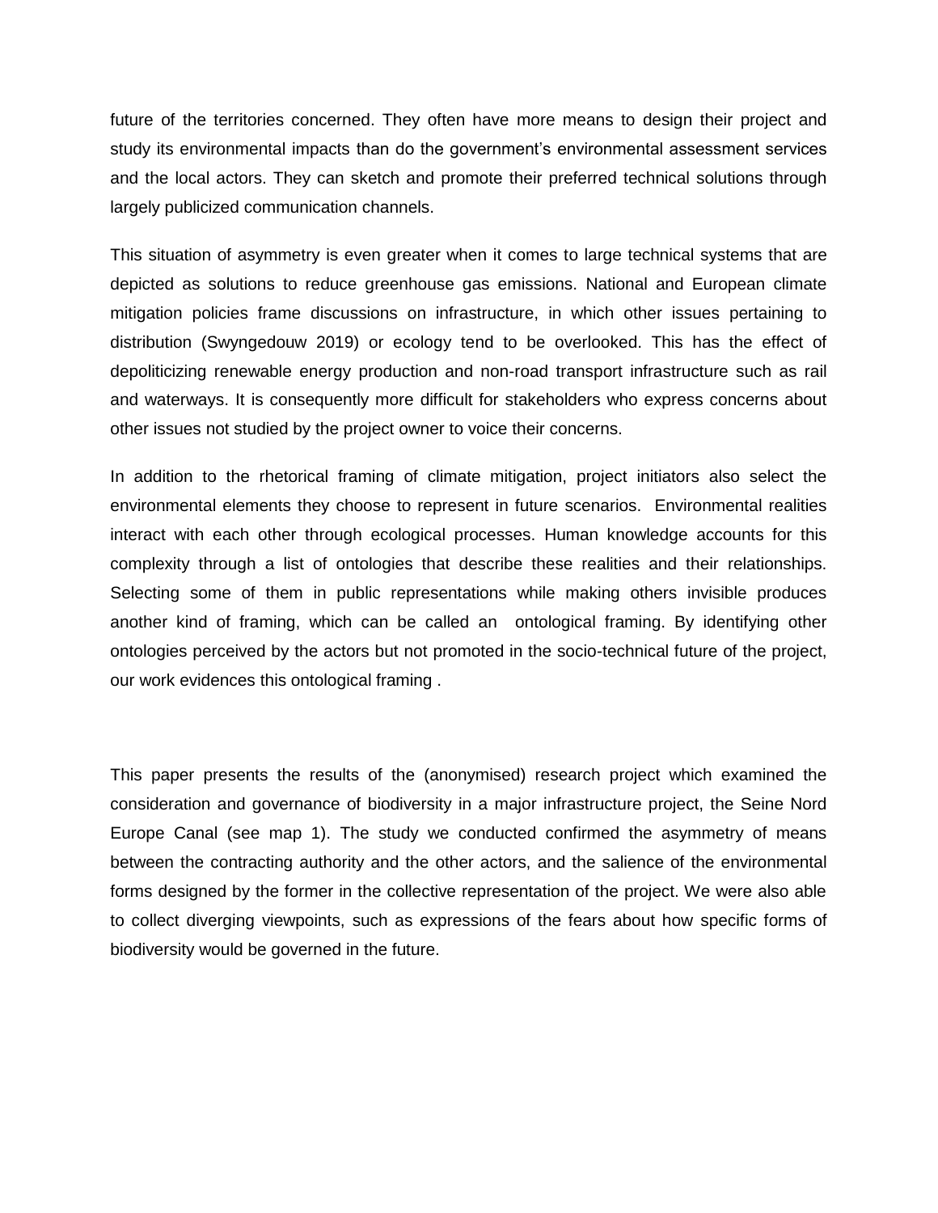future of the territories concerned. They often have more means to design their project and study its environmental impacts than do the government's environmental assessment services and the local actors. They can sketch and promote their preferred technical solutions through largely publicized communication channels.

This situation of asymmetry is even greater when it comes to large technical systems that are depicted as solutions to reduce greenhouse gas emissions. National and European climate mitigation policies frame discussions on infrastructure, in which other issues pertaining to distribution (Swyngedouw 2019) or ecology tend to be overlooked. This has the effect of depoliticizing renewable energy production and non-road transport infrastructure such as rail and waterways. It is consequently more difficult for stakeholders who express concerns about other issues not studied by the project owner to voice their concerns.

In addition to the rhetorical framing of climate mitigation, project initiators also select the environmental elements they choose to represent in future scenarios. Environmental realities interact with each other through ecological processes. Human knowledge accounts for this complexity through a list of ontologies that describe these realities and their relationships. Selecting some of them in public representations while making others invisible produces another kind of framing, which can be called an ontological framing. By identifying other ontologies perceived by the actors but not promoted in the socio-technical future of the project, our work evidences this ontological framing .

This paper presents the results of the (anonymised) research project which examined the consideration and governance of biodiversity in a major infrastructure project, the Seine Nord Europe Canal (see map 1). The study we conducted confirmed the asymmetry of means between the contracting authority and the other actors, and the salience of the environmental forms designed by the former in the collective representation of the project. We were also able to collect diverging viewpoints, such as expressions of the fears about how specific forms of biodiversity would be governed in the future.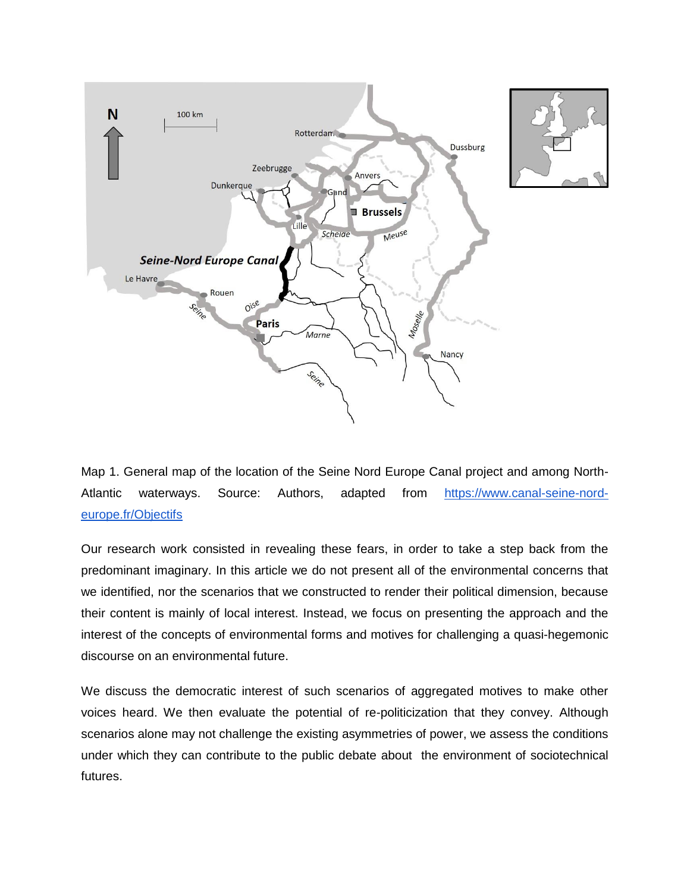Map 1. General map of the location of the Seine Nord Europe Canal project and among North-Atlantic waterways. Source: Authors, adapted from https://www.canal-seine-nord-europe.fr/Objectifs

Our research work consisted in revealing these fears, in order to take a step back from the predominant imaginary. In this article we do not present all of the environmental concerns that we identified, nor the scenarios that we constructed to render their political dimension, because their content is mainly of local interest. Instead, we focus on presenting the approach and the interest of the concepts of environmental forms and motives for challenging a quasi-hegemonic discourse on an environmental future.

We discuss the democratic interest of such scenarios of aggregated motives to make other voices heard. We then evaluate the potential of re-politicization that they convey. Although scenarios alone may not challenge the existing asymmetries of power, we assess the conditions under which they can contribute to the public debate about the environment of sociotechnical futures.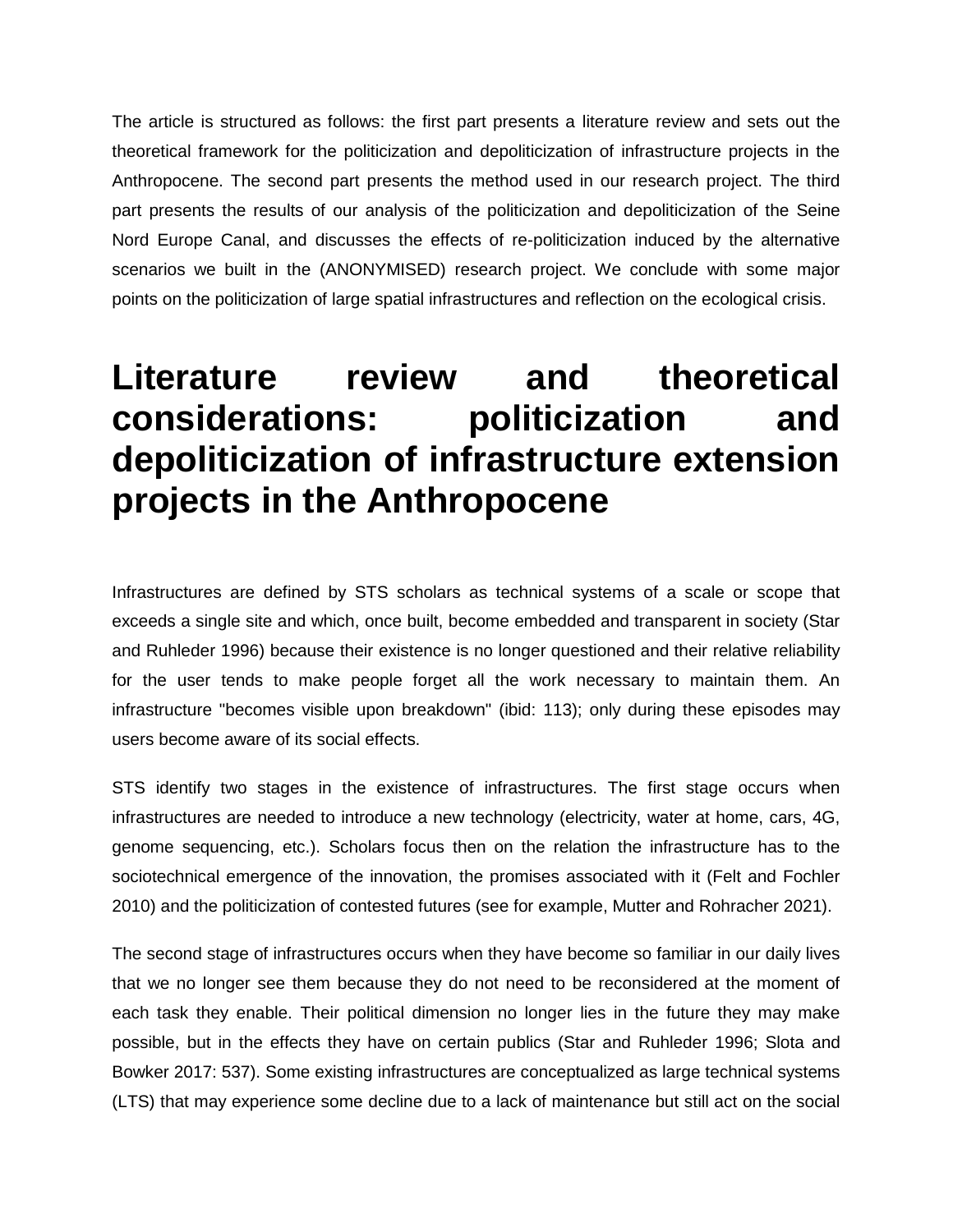The article is structured as follows: the first part presents a literature review and sets out the theoretical framework for the politicization and depoliticization of infrastructure projects in the Anthropocene. The second part presents the method used in our research project. The third part presents the results of our analysis of the politicization and depoliticization of the Seine Nord Europe Canal, and discusses the effects of re-politicization induced by the alternative scenarios we built in the (ANONYMISED) research project. We conclude with some major points on the politicization of large spatial infrastructures and reflection on the ecological crisis.

# Literature review and theoretical considerations: politicization and depoliticization of infrastructure extension projects in the Anthropocene

Infrastructures are defined by STS scholars as technical systems of a scale or scope that exceeds a single site and which, once built, become embedded and transparent in society (Star and Ruhleder 1996) because their existence is no longer questioned and their relative reliability for the user tends to make people forget all the work necessary to maintain them. An infrastructure "becomes visible upon breakdown" (ibid: 113); only during these episodes may users become aware of its social effects.

STS identify two stages in the existence of infrastructures. The first stage occurs when infrastructures are needed to introduce a new technology (electricity, water at home, cars, 4G, genome sequencing, etc.). Scholars focus then on the relation the infrastructure has to the sociotechnical emergence of the innovation, the promises associated with it (Felt and Fochler 2010) and the politicization of contested futures (see for example, Mutter and Rohracher 2021).

The second stage of infrastructures occurs when they have become so familiar in our daily lives that we no longer see them because they do not need to be reconsidered at the moment of each task they enable. Their political dimension no longer lies in the future they may make possible, but in the effects they have on certain publics (Star and Ruhleder 1996; Slota and Bowker 2017: 537). Some existing infrastructures are conceptualized as large technical systems (LTS) that may experience some decline due to a lack of maintenance but still act on the social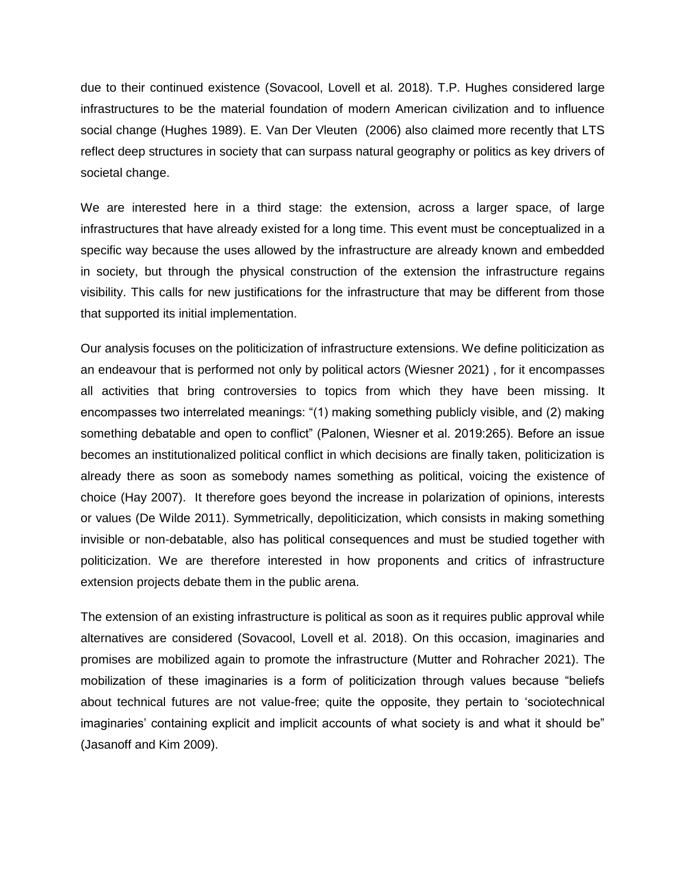due to their continued existence (Sovacool, Lovell et al. 2018). T.P. Hughes considered large infrastructures to be the material foundation of modern American civilization and to influence social change (Hughes 1989). E. Van Der Vleuten (2006) also claimed more recently that LTS reflect deep structures in society that can surpass natural geography or politics as key drivers of societal change.

We are interested here in a third stage: the extension, across a larger space, of large infrastructures that have already existed for a long time. This event must be conceptualized in a specific way because the uses allowed by the infrastructure are already known and embedded in society, but through the physical construction of the extension the infrastructure regains visibility. This calls for new justifications for the infrastructure that may be different from those that supported its initial implementation.

Our analysis focuses on the politicization of infrastructure extensions. We define politicization as an endeavour that is performed not only by political actors (Wiesner 2021) , for it encompasses all activities that bring controversies to topics from which they have been missing. It encompasses two interrelated meanings: "(1) making something publicly visible, and (2) making something debatable and open to conflict" (Palonen, Wiesner et al. 2019:265). Before an issue becomes an institutionalized political conflict in which decisions are finally taken, politicization is already there as soon as somebody names something as political, voicing the existence of choice (Hay 2007). It therefore goes beyond the increase in polarization of opinions, interests or values (De Wilde 2011). Symmetrically, depoliticization, which consists in making something invisible or non-debatable, also has political consequences and must be studied together with politicization. We are therefore interested in how proponents and critics of infrastructure extension projects debate them in the public arena.

The extension of an existing infrastructure is political as soon as it requires public approval while alternatives are considered (Sovacool, Lovell et al. 2018). On this occasion, imaginaries and promises are mobilized again to promote the infrastructure (Mutter and Rohracher 2021). The mobilization of these imaginaries is a form of politicization through values because "beliefs about technical futures are not value-free; quite the opposite, they pertain to 'sociotechnical imaginaries' containing explicit and implicit accounts of what society is and what it should be" (Jasanoff and Kim 2009).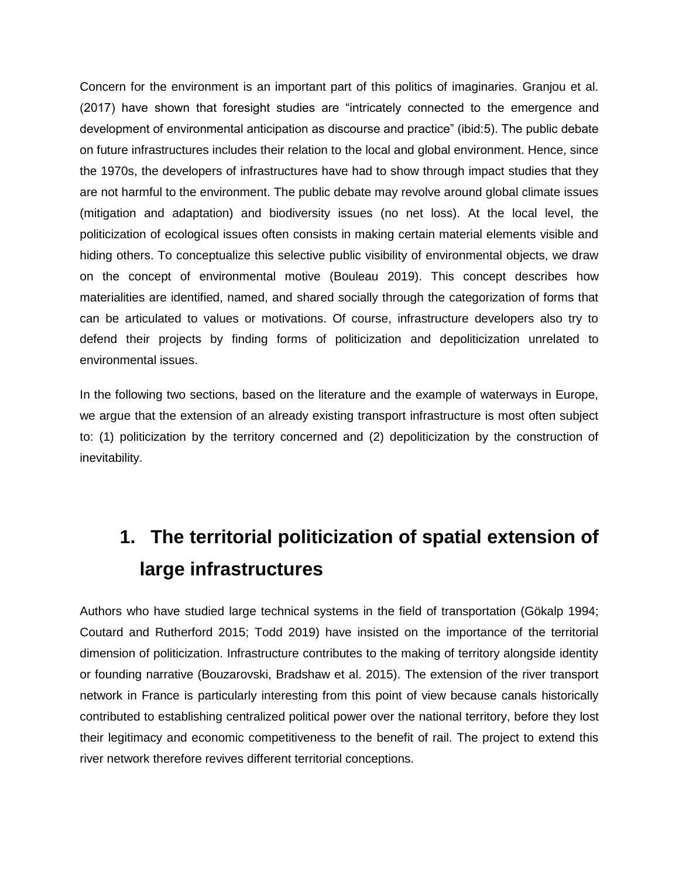Concern for the environment is an important part of this politics of imaginaries. Granjou et al. (2017) have shown that foresight studies are "intricately connected to the emergence and development of environmental anticipation as discourse and practice" (ibid:5). The public debate on future infrastructures includes their relation to the local and global environment. Hence, since the 1970s, the developers of infrastructures have had to show through impact studies that they are not harmful to the environment. The public debate may revolve around global climate issues (mitigation and adaptation) and biodiversity issues (no net loss). At the local level, the politicization of ecological issues often consists in making certain material elements visible and hiding others. To conceptualize this selective public visibility of environmental objects, we draw on the concept of environmental motive (Bouleau 2019). This concept describes how materialities are identified, named, and shared socially through the categorization of forms that can be articulated to values or motivations. Of course, infrastructure developers also try to defend their projects by finding forms of politicization and depoliticization unrelated to environmental issues.

In the following two sections, based on the literature and the example of waterways in Europe, we argue that the extension of an already existing transport infrastructure is most often subject to: (1) politicization by the territory concerned and (2) depoliticization by the construction of inevitability.

# 1. The territorial politicization of spatial extension of large infrastructures

Authors who have studied large technical systems in the field of transportation (Gökalp 1994; Coutard and Rutherford 2015; Todd 2019) have insisted on the importance of the territorial dimension of politicization. Infrastructure contributes to the making of territory alongside identity or founding narrative (Bouzarovski, Bradshaw et al. 2015). The extension of the river transport network in France is particularly interesting from this point of view because canals historically contributed to establishing centralized political power over the national territory, before they lost their legitimacy and economic competitiveness to the benefit of rail. The project to extend this river network therefore revives different territorial conceptions.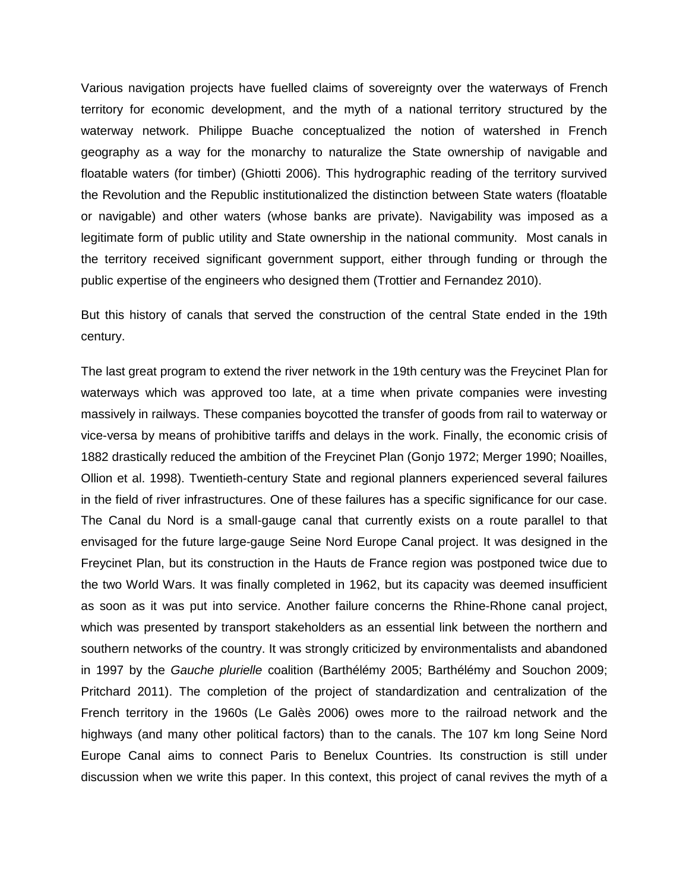Various navigation projects have fuelled claims of sovereignty over the waterways of French territory for economic development, and the myth of a national territory structured by the waterway network. Philippe Buache conceptualized the notion of watershed in French geography as a way for the monarchy to naturalize the State ownership of navigable and floatable waters (for timber) (Ghiotti 2006). This hydrographic reading of the territory survived the Revolution and the Republic institutionalized the distinction between State waters (floatable or navigable) and other waters (whose banks are private). Navigability was imposed as a legitimate form of public utility and State ownership in the national community. Most canals in the territory received significant government support, either through funding or through the public expertise of the engineers who designed them (Trottier and Fernandez 2010).

But this history of canals that served the construction of the central State ended in the 19th century.

The last great program to extend the river network in the 19th century was the Freycinet Plan for waterways which was approved too late, at a time when private companies were investing massively in railways. These companies boycotted the transfer of goods from rail to waterway or vice-versa by means of prohibitive tariffs and delays in the work. Finally, the economic crisis of 1882 drastically reduced the ambition of the Freycinet Plan (Gonjo 1972; Merger 1990; Noailles, Ollion et al. 1998). Twentieth-century State and regional planners experienced several failures in the field of river infrastructures. One of these failures has a specific significance for our case. The Canal du Nord is a small-gauge canal that currently exists on a route parallel to that envisaged for the future large-gauge Seine Nord Europe Canal project. It was designed in the Freycinet Plan, but its construction in the Hauts de France region was postponed twice due to the two World Wars. It was finally completed in 1962, but its capacity was deemed insufficient as soon as it was put into service. Another failure concerns the Rhine-Rhone canal project, which was presented by transport stakeholders as an essential link between the northern and southern networks of the country. It was strongly criticized by environmentalists and abandoned in 1997 by the *Gauche plurielle* coalition (Barthélémy 2005; Barthélémy and Souchon 2009; Pritchard 2011). The completion of the project of standardization and centralization of the French territory in the 1960s (Le Galès 2006) owes more to the railroad network and the highways (and many other political factors) than to the canals. The 107 km long Seine Nord Europe Canal aims to connect Paris to Benelux Countries. Its construction is still under discussion when we write this paper. In this context, this project of canal revives the myth of a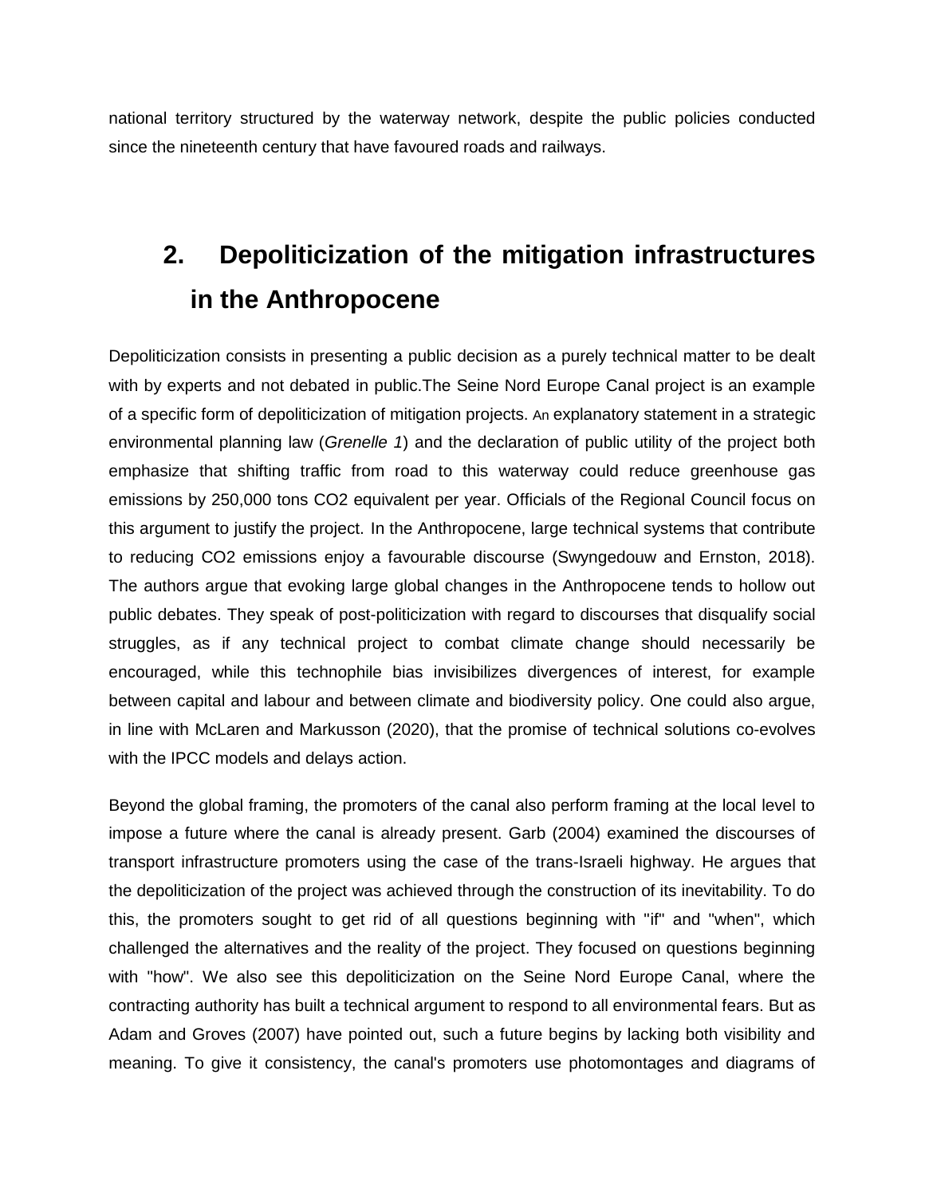national territory structured by the waterway network, despite the public policies conducted since the nineteenth century that have favoured roads and railways.

## 2. Depoliticization of the mitigation infrastructures in the Anthropocene

Depoliticization consists in presenting a public decision as a purely technical matter to be dealt with by experts and not debated in public.The Seine Nord Europe Canal project is an example of a specific form of depoliticization of mitigation projects. An explanatory statement in a strategic environmental planning law (*Grenelle 1*) and the declaration of public utility of the project both emphasize that shifting traffic from road to this waterway could reduce greenhouse gas emissions by 250,000 tons CO2 equivalent per year. Officials of the Regional Council focus on this argument to justify the project. In the Anthropocene, large technical systems that contribute to reducing CO2 emissions enjoy a favourable discourse (Swyngedouw and Ernston, 2018). The authors argue that evoking large global changes in the Anthropocene tends to hollow out public debates. They speak of post-politicization with regard to discourses that disqualify social struggles, as if any technical project to combat climate change should necessarily be encouraged, while this technophile bias invisibilizes divergences of interest, for example between capital and labour and between climate and biodiversity policy. One could also argue, in line with McLaren and Markusson (2020), that the promise of technical solutions co-evolves with the IPCC models and delays action.

Beyond the global framing, the promoters of the canal also perform framing at the local level to impose a future where the canal is already present. Garb (2004) examined the discourses of transport infrastructure promoters using the case of the trans-Israeli highway. He argues that the depoliticization of the project was achieved through the construction of its inevitability. To do this, the promoters sought to get rid of all questions beginning with "if" and "when", which challenged the alternatives and the reality of the project. They focused on questions beginning with "how". We also see this depoliticization on the Seine Nord Europe Canal, where the contracting authority has built a technical argument to respond to all environmental fears. But as Adam and Groves (2007) have pointed out, such a future begins by lacking both visibility and meaning. To give it consistency, the canal's promoters use photomontages and diagrams of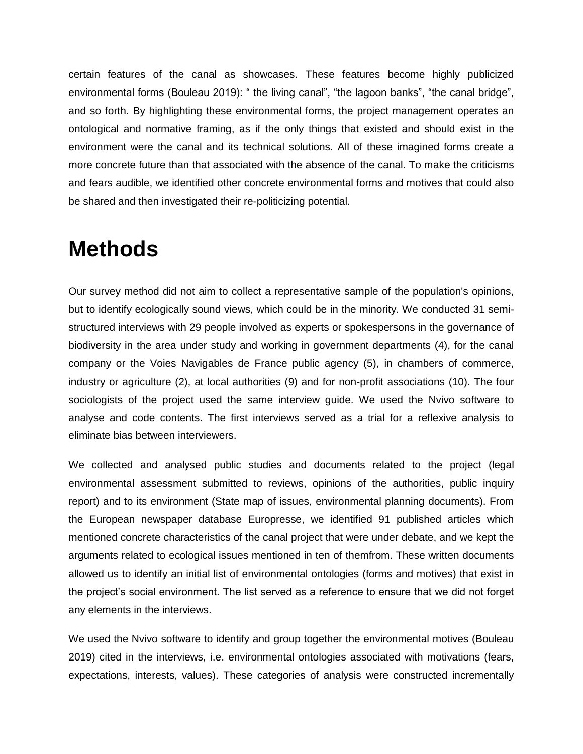certain features of the canal as showcases. These features become highly publicized environmental forms (Bouleau 2019): " the living canal", "the lagoon banks", "the canal bridge", and so forth. By highlighting these environmental forms, the project management operates an ontological and normative framing, as if the only things that existed and should exist in the environment were the canal and its technical solutions. All of these imagined forms create a more concrete future than that associated with the absence of the canal. To make the criticisms and fears audible, we identified other concrete environmental forms and motives that could also be shared and then investigated their re-politicizing potential.

# Methods

Our survey method did not aim to collect a representative sample of the population's opinions, but to identify ecologically sound views, which could be in the minority. We conducted 31 semi-structured interviews with 29 people involved as experts or spokespersons in the governance of biodiversity in the area under study and working in government departments (4), for the canal company or the Voies Navigables de France public agency (5), in chambers of commerce, industry or agriculture (2), at local authorities (9) and for non-profit associations (10). The four sociologists of the project used the same interview guide. We used the Nvivo software to analyse and code contents. The first interviews served as a trial for a reflexive analysis to eliminate bias between interviewers.

We collected and analysed public studies and documents related to the project (legal environmental assessment submitted to reviews, opinions of the authorities, public inquiry report) and to its environment (State map of issues, environmental planning documents). From the European newspaper database Europresse, we identified 91 published articles which mentioned concrete characteristics of the canal project that were under debate, and we kept the arguments related to ecological issues mentioned in ten of themfrom. These written documents allowed us to identify an initial list of environmental ontologies (forms and motives) that exist in the project's social environment. The list served as a reference to ensure that we did not forget any elements in the interviews.

We used the Nvivo software to identify and group together the environmental motives (Bouleau 2019) cited in the interviews, i.e. environmental ontologies associated with motivations (fears, expectations, interests, values). These categories of analysis were constructed incrementally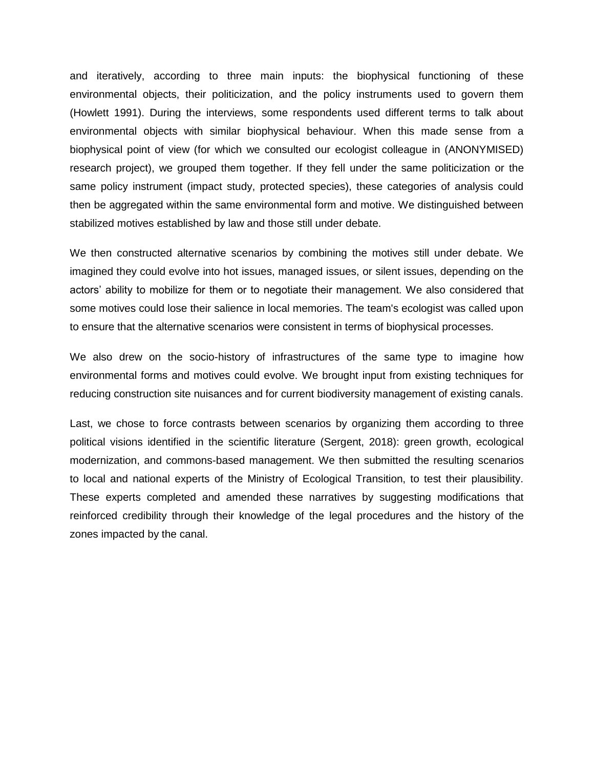and iteratively, according to three main inputs: the biophysical functioning of these environmental objects, their politicization, and the policy instruments used to govern them (Howlett 1991). During the interviews, some respondents used different terms to talk about environmental objects with similar biophysical behaviour. When this made sense from a biophysical point of view (for which we consulted our ecologist colleague in (ANONYMISED) research project), we grouped them together. If they fell under the same politicization or the same policy instrument (impact study, protected species), these categories of analysis could then be aggregated within the same environmental form and motive. We distinguished between stabilized motives established by law and those still under debate.

We then constructed alternative scenarios by combining the motives still under debate. We imagined they could evolve into hot issues, managed issues, or silent issues, depending on the actors' ability to mobilize for them or to negotiate their management. We also considered that some motives could lose their salience in local memories. The team's ecologist was called upon to ensure that the alternative scenarios were consistent in terms of biophysical processes.

We also drew on the socio-history of infrastructures of the same type to imagine how environmental forms and motives could evolve. We brought input from existing techniques for reducing construction site nuisances and for current biodiversity management of existing canals.

Last, we chose to force contrasts between scenarios by organizing them according to three political visions identified in the scientific literature (Sergent, 2018): green growth, ecological modernization, and commons-based management. We then submitted the resulting scenarios to local and national experts of the Ministry of Ecological Transition, to test their plausibility. These experts completed and amended these narratives by suggesting modifications that reinforced credibility through their knowledge of the legal procedures and the history of the zones impacted by the canal.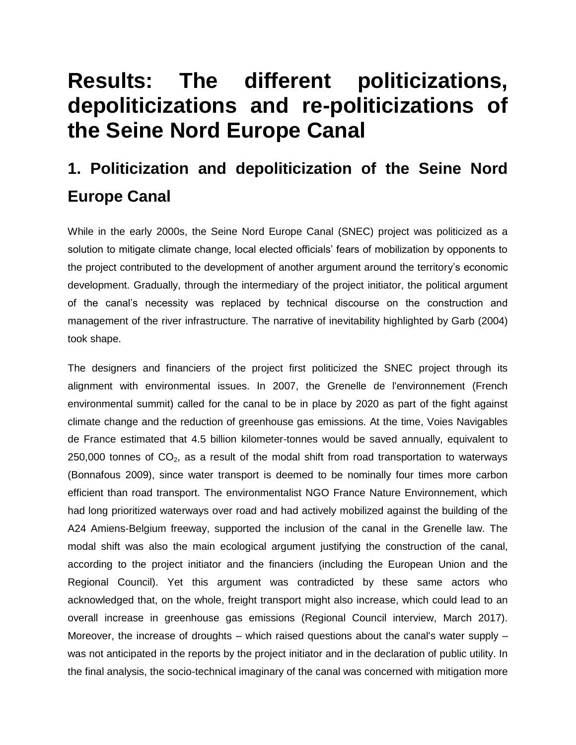# Results: The different politicizations, depoliticizations and re-politicizations of the Seine Nord Europe Canal

## 1. Politicization and depoliticization of the Seine Nord Europe Canal

While in the early 2000s, the Seine Nord Europe Canal (SNEC) project was politicized as a solution to mitigate climate change, local elected officials' fears of mobilization by opponents to the project contributed to the development of another argument around the territory's economic development. Gradually, through the intermediary of the project initiator, the political argument of the canal's necessity was replaced by technical discourse on the construction and management of the river infrastructure. The narrative of inevitability highlighted by Garb (2004) took shape.

The designers and financiers of the project first politicized the SNEC project through its alignment with environmental issues. In 2007, the Grenelle de l'environnement (French environmental summit) called for the canal to be in place by 2020 as part of the fight against climate change and the reduction of greenhouse gas emissions. At the time, Voies Navigables de France estimated that 4.5 billion kilometer-tonnes would be saved annually, equivalent to 250,000 tonnes of $CO_2$, as a result of the modal shift from road transportation to waterways (Bonnafous 2009), since water transport is deemed to be nominally four times more carbon efficient than road transport. The environmentalist NGO France Nature Environnement, which had long prioritized waterways over road and had actively mobilized against the building of the A24 Amiens-Belgium freeway, supported the inclusion of the canal in the Grenelle law. The modal shift was also the main ecological argument justifying the construction of the canal, according to the project initiator and the financiers (including the European Union and the Regional Council). Yet this argument was contradicted by these same actors who acknowledged that, on the whole, freight transport might also increase, which could lead to an overall increase in greenhouse gas emissions (Regional Council interview, March 2017). Moreover, the increase of droughts – which raised questions about the canal's water supply – was not anticipated in the reports by the project initiator and in the declaration of public utility. In the final analysis, the socio-technical imaginary of the canal was concerned with mitigation more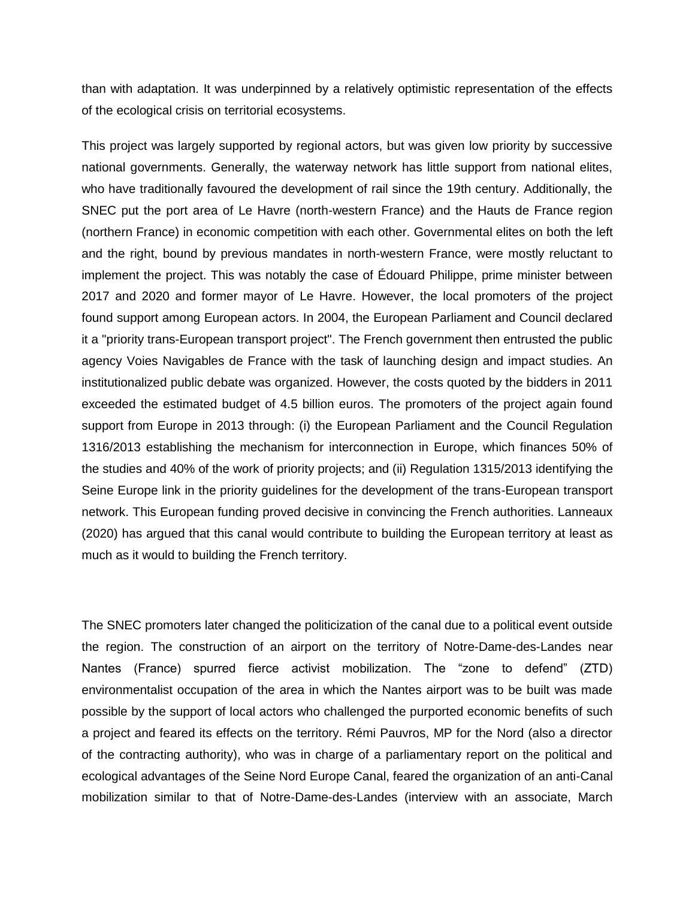than with adaptation. It was underpinned by a relatively optimistic representation of the effects of the ecological crisis on territorial ecosystems.

This project was largely supported by regional actors, but was given low priority by successive national governments. Generally, the waterway network has little support from national elites, who have traditionally favoured the development of rail since the 19th century. Additionally, the SNEC put the port area of Le Havre (north-western France) and the Hauts de France region (northern France) in economic competition with each other. Governmental elites on both the left and the right, bound by previous mandates in north-western France, were mostly reluctant to implement the project. This was notably the case of Édouard Philippe, prime minister between 2017 and 2020 and former mayor of Le Havre. However, the local promoters of the project found support among European actors. In 2004, the European Parliament and Council declared it a "priority trans-European transport project". The French government then entrusted the public agency Voies Navigables de France with the task of launching design and impact studies. An institutionalized public debate was organized. However, the costs quoted by the bidders in 2011 exceeded the estimated budget of 4.5 billion euros. The promoters of the project again found support from Europe in 2013 through: (i) the European Parliament and the Council Regulation 1316/2013 establishing the mechanism for interconnection in Europe, which finances 50% of the studies and 40% of the work of priority projects; and (ii) Regulation 1315/2013 identifying the Seine Europe link in the priority guidelines for the development of the trans-European transport network. This European funding proved decisive in convincing the French authorities. Lanneaux (2020) has argued that this canal would contribute to building the European territory at least as much as it would to building the French territory.

The SNEC promoters later changed the politicization of the canal due to a political event outside the region. The construction of an airport on the territory of Notre-Dame-des-Landes near Nantes (France) spurred fierce activist mobilization. The “zone to defend” (ZTD) environmentalist occupation of the area in which the Nantes airport was to be built was made possible by the support of local actors who challenged the purported economic benefits of such a project and feared its effects on the territory. Rémi Pauvros, MP for the Nord (also a director of the contracting authority), who was in charge of a parliamentary report on the political and ecological advantages of the Seine Nord Europe Canal, feared the organization of an anti-Canal mobilization similar to that of Notre-Dame-des-Landes (interview with an associate, March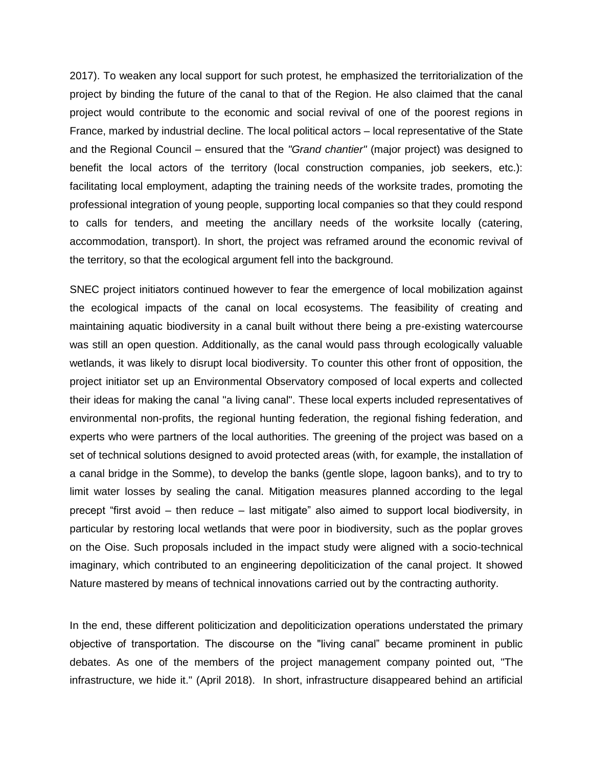2017). To weaken any local support for such protest, he emphasized the territorialization of the project by binding the future of the canal to that of the Region. He also claimed that the canal project would contribute to the economic and social revival of one of the poorest regions in France, marked by industrial decline. The local political actors – local representative of the State and the Regional Council – ensured that the *"Grand chantier"* (major project) was designed to benefit the local actors of the territory (local construction companies, job seekers, etc.): facilitating local employment, adapting the training needs of the worksite trades, promoting the professional integration of young people, supporting local companies so that they could respond to calls for tenders, and meeting the ancillary needs of the worksite locally (catering, accommodation, transport). In short, the project was reframed around the economic revival of the territory, so that the ecological argument fell into the background.

SNEC project initiators continued however to fear the emergence of local mobilization against the ecological impacts of the canal on local ecosystems. The feasibility of creating and maintaining aquatic biodiversity in a canal built without there being a pre-existing watercourse was still an open question. Additionally, as the canal would pass through ecologically valuable wetlands, it was likely to disrupt local biodiversity. To counter this other front of opposition, the project initiator set up an Environmental Observatory composed of local experts and collected their ideas for making the canal "a living canal". These local experts included representatives of environmental non-profits, the regional hunting federation, the regional fishing federation, and experts who were partners of the local authorities. The greening of the project was based on a set of technical solutions designed to avoid protected areas (with, for example, the installation of a canal bridge in the Somme), to develop the banks (gentle slope, lagoon banks), and to try to limit water losses by sealing the canal. Mitigation measures planned according to the legal precept "first avoid – then reduce – last mitigate" also aimed to support local biodiversity, in particular by restoring local wetlands that were poor in biodiversity, such as the poplar groves on the Oise. Such proposals included in the impact study were aligned with a socio-technical imaginary, which contributed to an engineering depoliticization of the canal project. It showed Nature mastered by means of technical innovations carried out by the contracting authority.

In the end, these different politicization and depoliticization operations understated the primary objective of transportation. The discourse on the "living canal" became prominent in public debates. As one of the members of the project management company pointed out, "The infrastructure, we hide it." (April 2018). In short, infrastructure disappeared behind an artificial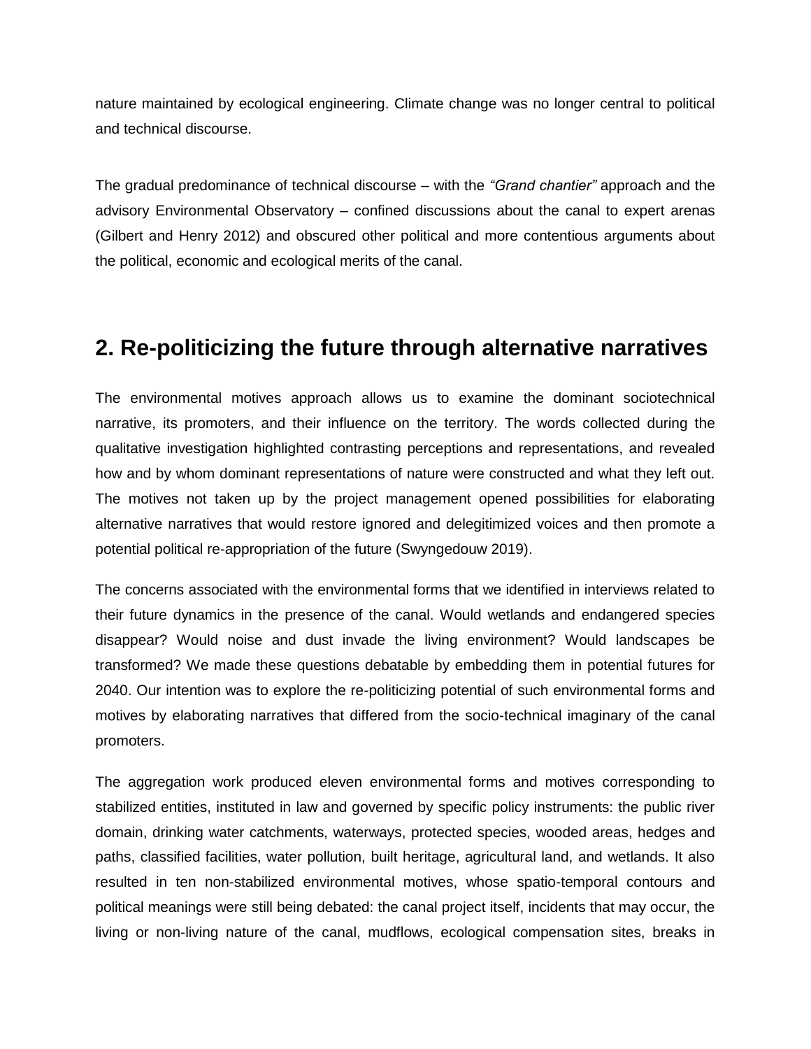nature maintained by ecological engineering. Climate change was no longer central to political and technical discourse.

The gradual predominance of technical discourse – with the *"Grand chantier"* approach and the advisory Environmental Observatory – confined discussions about the canal to expert arenas (Gilbert and Henry 2012) and obscured other political and more contentious arguments about the political, economic and ecological merits of the canal.

## 2. Re-politicizing the future through alternative narratives

The environmental motives approach allows us to examine the dominant sociotechnical narrative, its promoters, and their influence on the territory. The words collected during the qualitative investigation highlighted contrasting perceptions and representations, and revealed how and by whom dominant representations of nature were constructed and what they left out. The motives not taken up by the project management opened possibilities for elaborating alternative narratives that would restore ignored and delegitimized voices and then promote a potential political re-appropriation of the future (Swyngedouw 2019).

The concerns associated with the environmental forms that we identified in interviews related to their future dynamics in the presence of the canal. Would wetlands and endangered species disappear? Would noise and dust invade the living environment? Would landscapes be transformed? We made these questions debatable by embedding them in potential futures for 2040. Our intention was to explore the re-politicizing potential of such environmental forms and motives by elaborating narratives that differed from the socio-technical imaginary of the canal promoters.

The aggregation work produced eleven environmental forms and motives corresponding to stabilized entities, instituted in law and governed by specific policy instruments: the public river domain, drinking water catchments, waterways, protected species, wooded areas, hedges and paths, classified facilities, water pollution, built heritage, agricultural land, and wetlands. It also resulted in ten non-stabilized environmental motives, whose spatio-temporal contours and political meanings were still being debated: the canal project itself, incidents that may occur, the living or non-living nature of the canal, mudflows, ecological compensation sites, breaks in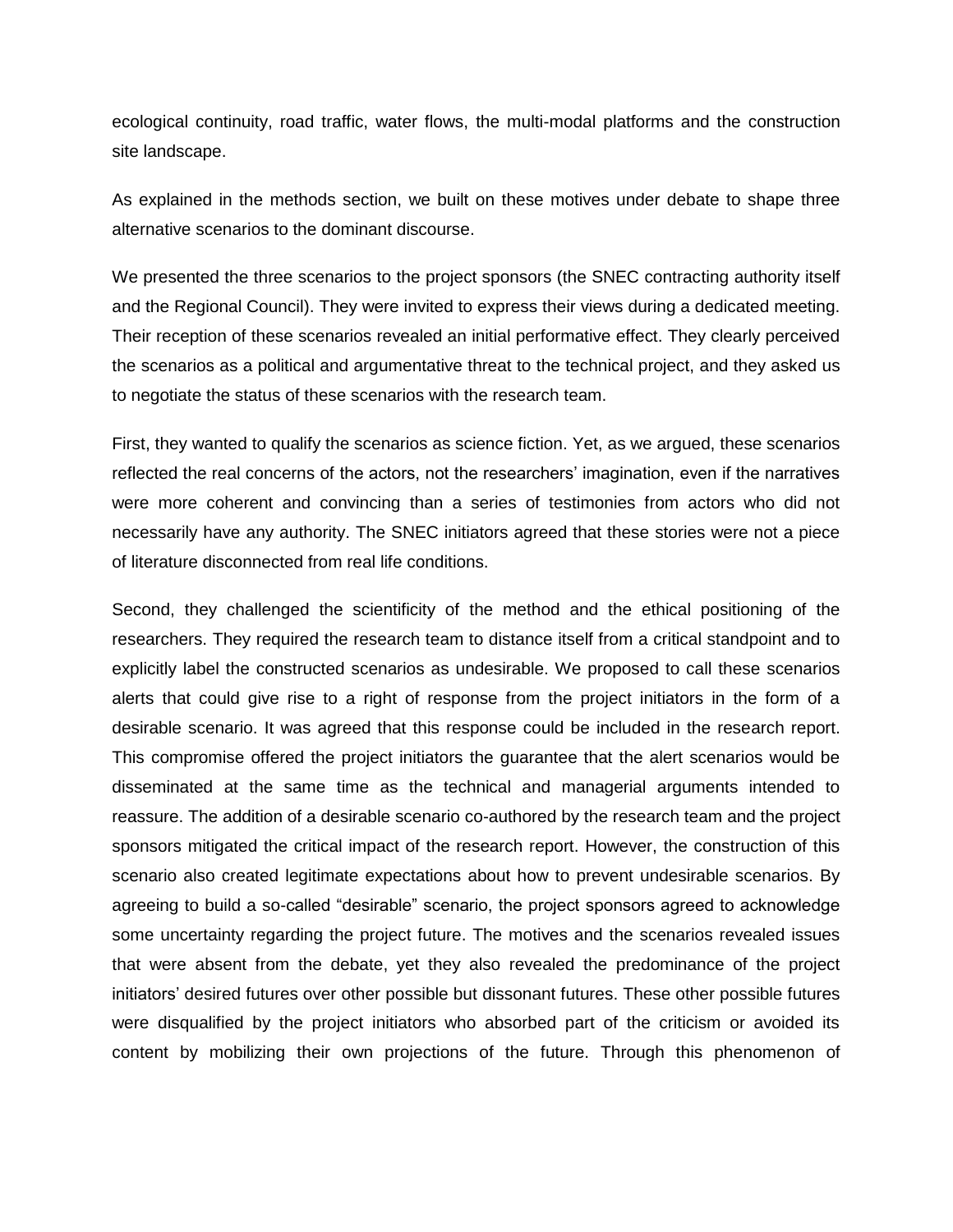ecological continuity, road traffic, water flows, the multi-modal platforms and the construction site landscape.

As explained in the methods section, we built on these motives under debate to shape three alternative scenarios to the dominant discourse.

We presented the three scenarios to the project sponsors (the SNEC contracting authority itself and the Regional Council). They were invited to express their views during a dedicated meeting. Their reception of these scenarios revealed an initial performative effect. They clearly perceived the scenarios as a political and argumentative threat to the technical project, and they asked us to negotiate the status of these scenarios with the research team.

First, they wanted to qualify the scenarios as science fiction. Yet, as we argued, these scenarios reflected the real concerns of the actors, not the researchers' imagination, even if the narratives were more coherent and convincing than a series of testimonies from actors who did not necessarily have any authority. The SNEC initiators agreed that these stories were not a piece of literature disconnected from real life conditions.

Second, they challenged the scientificity of the method and the ethical positioning of the researchers. They required the research team to distance itself from a critical standpoint and to explicitly label the constructed scenarios as undesirable. We proposed to call these scenarios alerts that could give rise to a right of response from the project initiators in the form of a desirable scenario. It was agreed that this response could be included in the research report. This compromise offered the project initiators the guarantee that the alert scenarios would be disseminated at the same time as the technical and managerial arguments intended to reassure. The addition of a desirable scenario co-authored by the research team and the project sponsors mitigated the critical impact of the research report. However, the construction of this scenario also created legitimate expectations about how to prevent undesirable scenarios. By agreeing to build a so-called "desirable" scenario, the project sponsors agreed to acknowledge some uncertainty regarding the project future. The motives and the scenarios revealed issues that were absent from the debate, yet they also revealed the predominance of the project initiators' desired futures over other possible but dissonant futures. These other possible futures were disqualified by the project initiators who absorbed part of the criticism or avoided its content by mobilizing their own projections of the future. Through this phenomenon of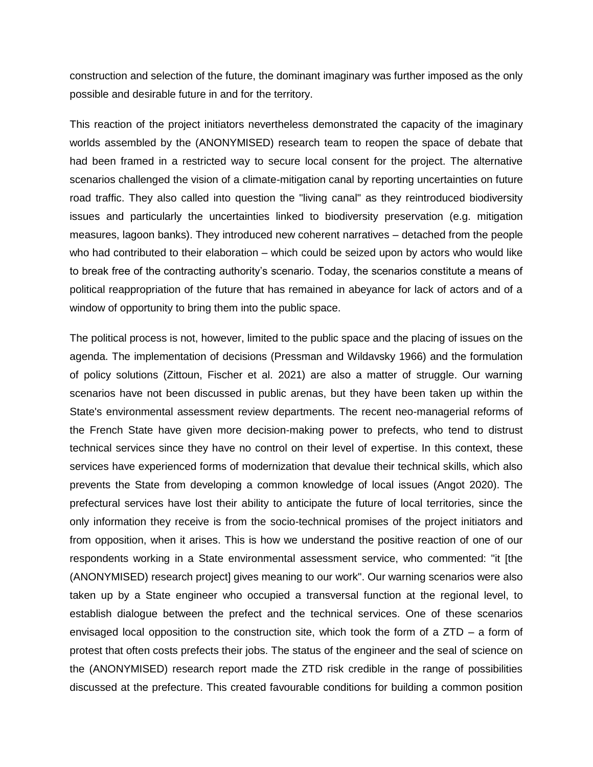construction and selection of the future, the dominant imaginary was further imposed as the only possible and desirable future in and for the territory.

This reaction of the project initiators nevertheless demonstrated the capacity of the imaginary worlds assembled by the (ANONYMISED) research team to reopen the space of debate that had been framed in a restricted way to secure local consent for the project. The alternative scenarios challenged the vision of a climate-mitigation canal by reporting uncertainties on future road traffic. They also called into question the "living canal" as they reintroduced biodiversity issues and particularly the uncertainties linked to biodiversity preservation (e.g. mitigation measures, lagoon banks). They introduced new coherent narratives – detached from the people who had contributed to their elaboration – which could be seized upon by actors who would like to break free of the contracting authority's scenario. Today, the scenarios constitute a means of political reappropriation of the future that has remained in abeyance for lack of actors and of a window of opportunity to bring them into the public space.

The political process is not, however, limited to the public space and the placing of issues on the agenda. The implementation of decisions (Pressman and Wildavsky 1966) and the formulation of policy solutions (Zittoun, Fischer et al. 2021) are also a matter of struggle. Our warning scenarios have not been discussed in public arenas, but they have been taken up within the State's environmental assessment review departments. The recent neo-managerial reforms of the French State have given more decision-making power to prefects, who tend to distrust technical services since they have no control on their level of expertise. In this context, these services have experienced forms of modernization that devalue their technical skills, which also prevents the State from developing a common knowledge of local issues (Angot 2020). The prefectural services have lost their ability to anticipate the future of local territories, since the only information they receive is from the socio-technical promises of the project initiators and from opposition, when it arises. This is how we understand the positive reaction of one of our respondents working in a State environmental assessment service, who commented: "it [the (ANONYMISED) research project] gives meaning to our work". Our warning scenarios were also taken up by a State engineer who occupied a transversal function at the regional level, to establish dialogue between the prefect and the technical services. One of these scenarios envisaged local opposition to the construction site, which took the form of a ZTD – a form of protest that often costs prefects their jobs. The status of the engineer and the seal of science on the (ANONYMISED) research report made the ZTD risk credible in the range of possibilities discussed at the prefecture. This created favourable conditions for building a common position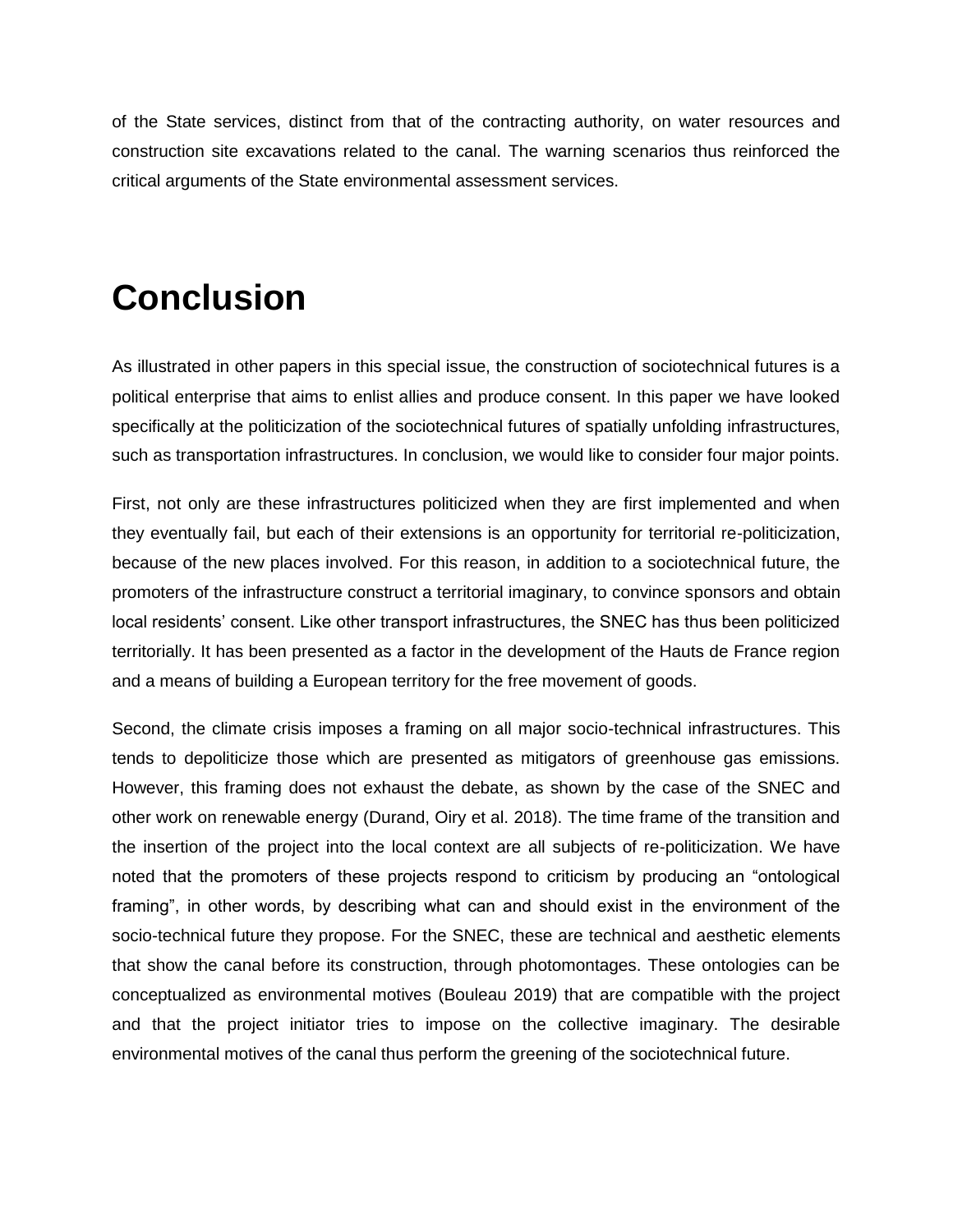of the State services, distinct from that of the contracting authority, on water resources and construction site excavations related to the canal. The warning scenarios thus reinforced the critical arguments of the State environmental assessment services.

# Conclusion

As illustrated in other papers in this special issue, the construction of sociotechnical futures is a political enterprise that aims to enlist allies and produce consent. In this paper we have looked specifically at the politicization of the sociotechnical futures of spatially unfolding infrastructures, such as transportation infrastructures. In conclusion, we would like to consider four major points.

First, not only are these infrastructures politicized when they are first implemented and when they eventually fail, but each of their extensions is an opportunity for territorial re-politicization, because of the new places involved. For this reason, in addition to a sociotechnical future, the promoters of the infrastructure construct a territorial imaginary, to convince sponsors and obtain local residents' consent. Like other transport infrastructures, the SNEC has thus been politicized territorially. It has been presented as a factor in the development of the Hauts de France region and a means of building a European territory for the free movement of goods.

Second, the climate crisis imposes a framing on all major socio-technical infrastructures. This tends to depoliticize those which are presented as mitigators of greenhouse gas emissions. However, this framing does not exhaust the debate, as shown by the case of the SNEC and other work on renewable energy (Durand, Oiry et al. 2018). The time frame of the transition and the insertion of the project into the local context are all subjects of re-politicization. We have noted that the promoters of these projects respond to criticism by producing an "ontological framing", in other words, by describing what can and should exist in the environment of the socio-technical future they propose. For the SNEC, these are technical and aesthetic elements that show the canal before its construction, through photomontages. These ontologies can be conceptualized as environmental motives (Bouleau 2019) that are compatible with the project and that the project initiator tries to impose on the collective imaginary. The desirable environmental motives of the canal thus perform the greening of the sociotechnical future.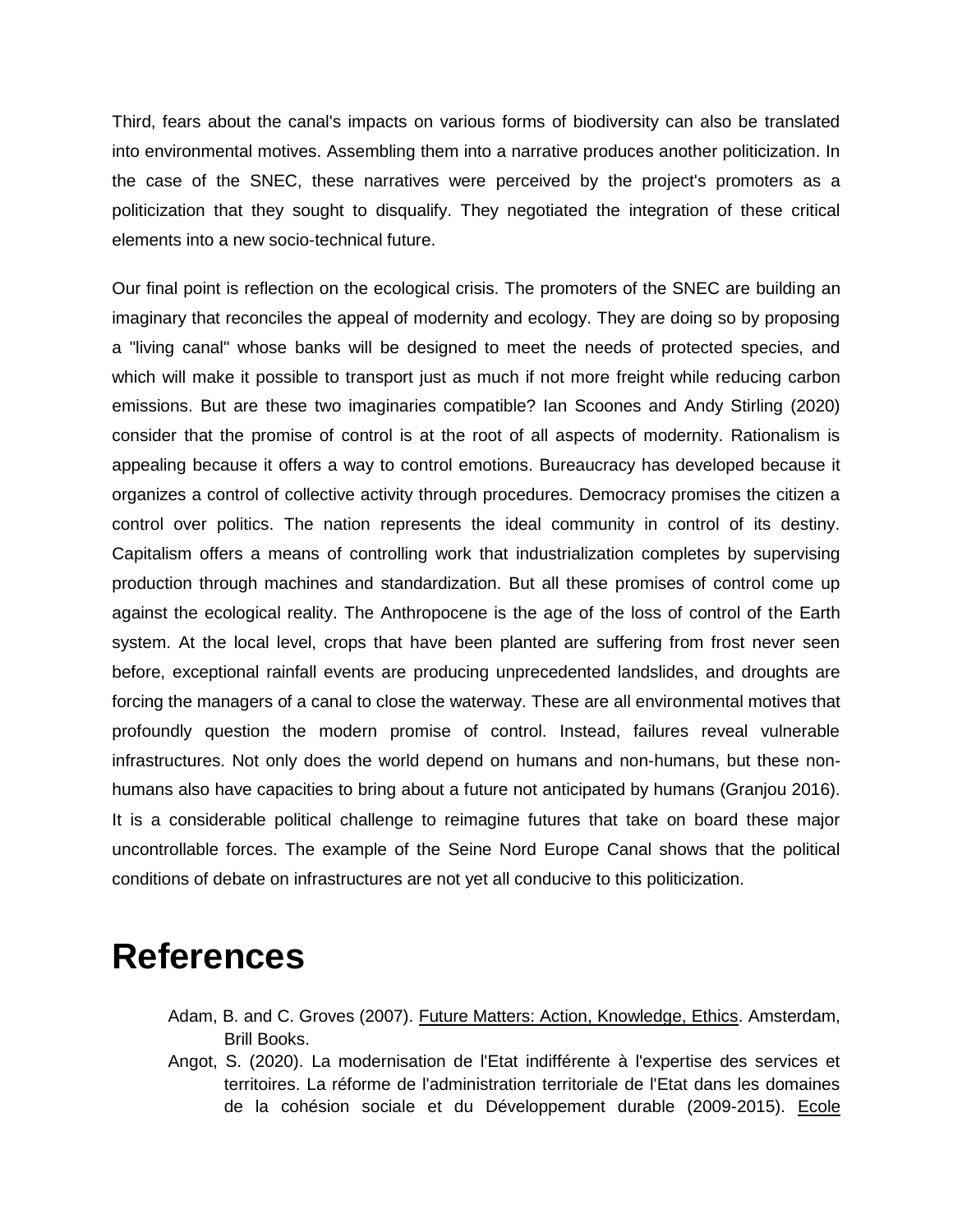Third, fears about the canal's impacts on various forms of biodiversity can also be translated into environmental motives. Assembling them into a narrative produces another politicization. In the case of the SNEC, these narratives were perceived by the project's promoters as a politicization that they sought to disqualify. They negotiated the integration of these critical elements into a new socio-technical future.

Our final point is reflection on the ecological crisis. The promoters of the SNEC are building an imaginary that reconciles the appeal of modernity and ecology. They are doing so by proposing a "living canal" whose banks will be designed to meet the needs of protected species, and which will make it possible to transport just as much if not more freight while reducing carbon emissions. But are these two imaginaries compatible? Ian Scoones and Andy Stirling (2020) consider that the promise of control is at the root of all aspects of modernity. Rationalism is appealing because it offers a way to control emotions. Bureaucracy has developed because it organizes a control of collective activity through procedures. Democracy promises the citizen a control over politics. The nation represents the ideal community in control of its destiny. Capitalism offers a means of controlling work that industrialization completes by supervising production through machines and standardization. But all these promises of control come up against the ecological reality. The Anthropocene is the age of the loss of control of the Earth system. At the local level, crops that have been planted are suffering from frost never seen before, exceptional rainfall events are producing unprecedented landslides, and droughts are forcing the managers of a canal to close the waterway. These are all environmental motives that profoundly question the modern promise of control. Instead, failures reveal vulnerable infrastructures. Not only does the world depend on humans and non-humans, but these non-humans also have capacities to bring about a future not anticipated by humans (Granjou 2016). It is a considerable political challenge to reimagine futures that take on board these major uncontrollable forces. The example of the Seine Nord Europe Canal shows that the political conditions of debate on infrastructures are not yet all conducive to this politicization.

# References

Adam, B. and C. Groves (2007). Future Matters: Action, Knowledge, Ethics. Amsterdam, Brill Books.

Angot, S. (2020). La modernisation de l'Etat indifférente à l'expertise des services et territoires. La réforme de l'administration territoriale de l'Etat dans les domaines de la cohésion sociale et du Développement durable (2009-2015). Ecole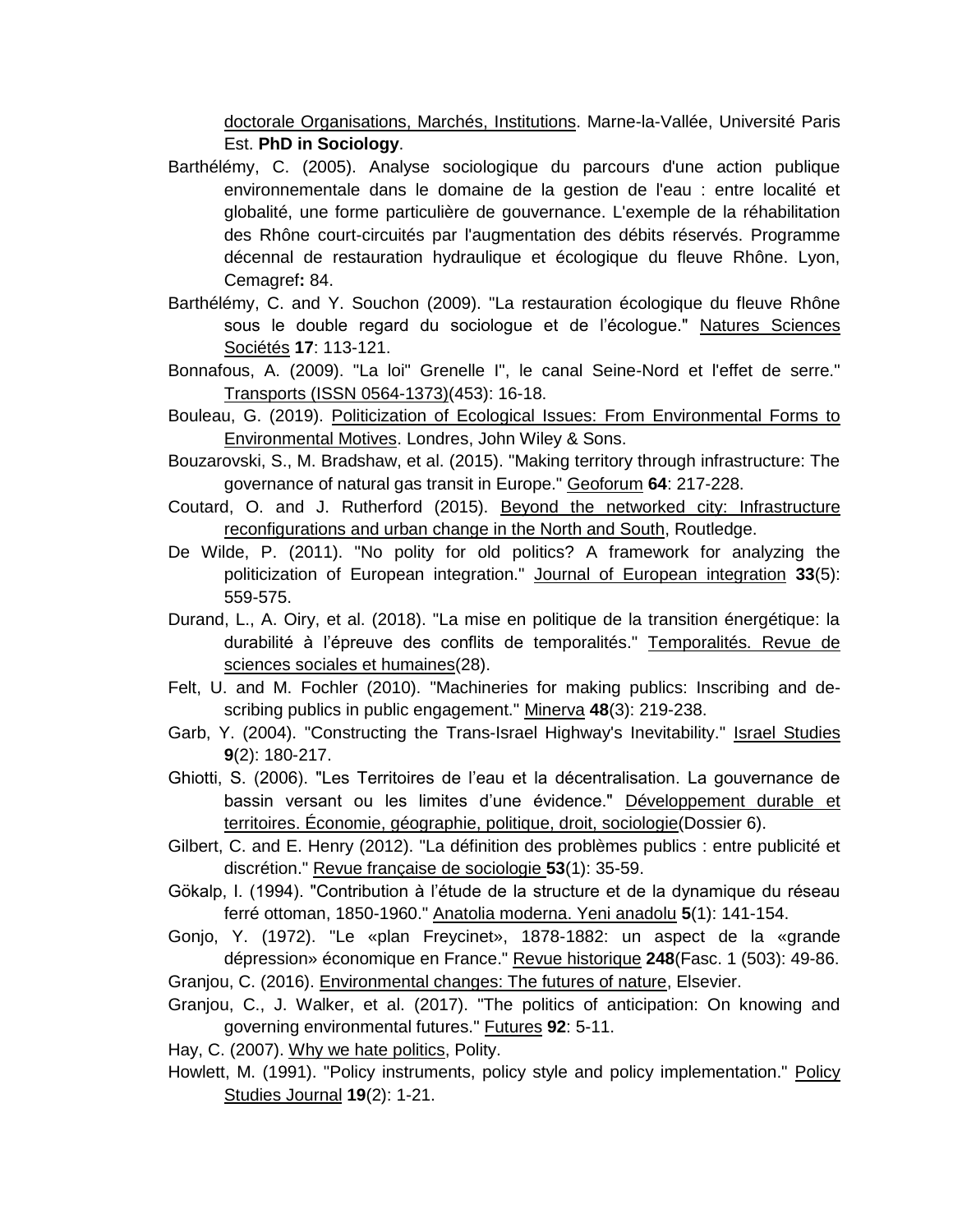doctorale Organisations, Marchés, Institutions. Marne-la-Vallée, Université Paris Est. **PhD in Sociology**.

Barthélémy, C. (2005). Analyse sociologique du parcours d'une action publique environnementale dans le domaine de la gestion de l'eau : entre localité et globalité, une forme particulière de gouvernance. L'exemple de la réhabilitation des Rhône court-circuités par l'augmentation des débits réservés. Programme décennal de restauration hydraulique et écologique du fleuve Rhône. Lyon, Cemagref**:** 84.

Barthélémy, C. and Y. Souchon (2009). "La restauration écologique du fleuve Rhône sous le double regard du sociologue et de l'écologue." Natures Sciences Sociétés **17**: 113-121.

Bonnafous, A. (2009). "La loi" Grenelle I", le canal Seine-Nord et l'effet de serre." Transports (ISSN 0564-1373)(453): 16-18.

Bouleau, G. (2019). Politicization of Ecological Issues: From Environmental Forms to Environmental Motives. Londres, John Wiley & Sons.

Bouzarovski, S., M. Bradshaw, et al. (2015). "Making territory through infrastructure: The governance of natural gas transit in Europe." Geoforum **64**: 217-228.

Coutard, O. and J. Rutherford (2015). Beyond the networked city: Infrastructure reconfigurations and urban change in the North and South, Routledge.

De Wilde, P. (2011). "No polity for old politics? A framework for analyzing the politicization of European integration." Journal of European integration **33**(5): 559-575.

Durand, L., A. Oiry, et al. (2018). "La mise en politique de la transition énergétique: la durabilité à l'épreuve des conflits de temporalités." Temporalités. Revue de sciences sociales et humaines(28).

Felt, U. and M. Fochler (2010). "Machineries for making publics: Inscribing and de-scribing publics in public engagement." Minerva **48**(3): 219-238.

Garb, Y. (2004). "Constructing the Trans-Israel Highway's Inevitability." Israel Studies **9**(2): 180-217.

Ghiotti, S. (2006). "Les Territoires de l'eau et la décentralisation. La gouvernance de bassin versant ou les limites d'une évidence." Développement durable et territoires. Économie, géographie, politique, droit, sociologie(Dossier 6).

Gilbert, C. and E. Henry (2012). "La définition des problèmes publics : entre publicité et discrétion." Revue française de sociologie **53**(1): 35-59.

Gökalp, I. (1994). "Contribution à l'étude de la structure et de la dynamique du réseau ferré ottoman, 1850-1960." Anatolia moderna. Yeni anadolu **5**(1): 141-154.

Gonjo, Y. (1972). "Le «plan Freycinet», 1878-1882: un aspect de la «grande dépression» économique en France." Revue historique **248**(Fasc. 1 (503): 49-86.

Granjou, C. (2016). Environmental changes: The futures of nature, Elsevier.

Granjou, C., J. Walker, et al. (2017). "The politics of anticipation: On knowing and governing environmental futures." Futures **92**: 5-11.

Hay, C. (2007). Why we hate politics, Polity.

Howlett, M. (1991). "Policy instruments, policy style and policy implementation." Policy Studies Journal **19**(2): 1-21.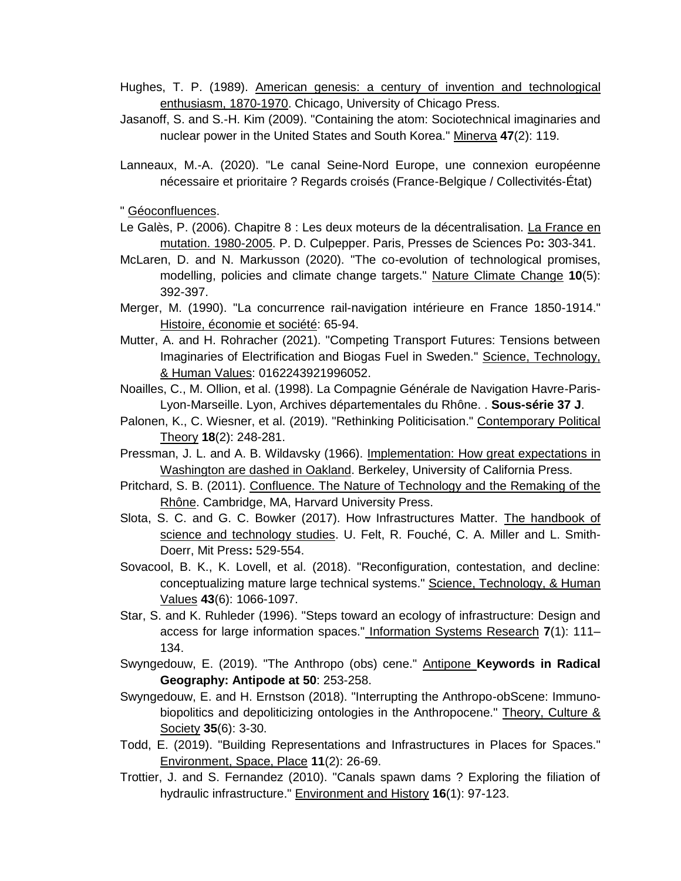Hughes, T. P. (1989). American genesis: a century of invention and technological enthusiasm, 1870-1970. Chicago, University of Chicago Press.

Jasanoff, S. and S.-H. Kim (2009). "Containing the atom: Sociotechnical imaginaries and nuclear power in the United States and South Korea." Minerva **47**(2): 119.

Lanneaux, M.-A. (2020). "Le canal Seine-Nord Europe, une connexion européenne nécessaire et prioritaire ? Regards croisés (France-Belgique / Collectivités-État)

" Géoconfluences.

Le Galès, P. (2006). Chapitre 8 : Les deux moteurs de la décentralisation. La France en mutation. 1980-2005. P. D. Culpepper. Paris, Presses de Sciences Po**:** 303-341.

McLaren, D. and N. Markusson (2020). "The co-evolution of technological promises, modelling, policies and climate change targets." Nature Climate Change **10**(5): 392-397.

Merger, M. (1990). "La concurrence rail-navigation intérieure en France 1850-1914." Histoire, économie et société: 65-94.

Mutter, A. and H. Rohracher (2021). "Competing Transport Futures: Tensions between Imaginaries of Electrification and Biogas Fuel in Sweden." Science, Technology, & Human Values: 0162243921996052.

Noailles, C., M. Ollion, et al. (1998). La Compagnie Générale de Navigation Havre-Paris-Lyon-Marseille. Lyon, Archives départementales du Rhône. . **Sous-série 37 J**.

Palonen, K., C. Wiesner, et al. (2019). "Rethinking Politicisation." Contemporary Political Theory **18**(2): 248-281.

Pressman, J. L. and A. B. Wildavsky (1966). Implementation: How great expectations in Washington are dashed in Oakland. Berkeley, University of California Press.

Pritchard, S. B. (2011). Confluence. The Nature of Technology and the Remaking of the Rhône. Cambridge, MA, Harvard University Press.

Slota, S. C. and G. C. Bowker (2017). How Infrastructures Matter. The handbook of science and technology studies. U. Felt, R. Fouché, C. A. Miller and L. Smith-Doerr, Mit Press**:** 529-554.

Sovacool, B. K., K. Lovell, et al. (2018). "Reconfiguration, contestation, and decline: conceptualizing mature large technical systems." Science, Technology, & Human Values **43**(6): 1066-1097.

Star, S. and K. Ruhleder (1996). "Steps toward an ecology of infrastructure: Design and access for large information spaces." Information Systems Research **7**(1): 111–134.

Swyngedouw, E. (2019). "The Anthropo (obs) cene." Antipone **Keywords in Radical Geography: Antipode at 50**: 253-258.

Swyngedouw, E. and H. Ernstson (2018). "Interrupting the Anthropo-obScene: Immuno-biopolitics and depoliticizing ontologies in the Anthropocene." Theory, Culture & Society **35**(6): 3-30.

Todd, E. (2019). "Building Representations and Infrastructures in Places for Spaces." Environment, Space, Place **11**(2): 26-69.

Trottier, J. and S. Fernandez (2010). "Canals spawn dams ? Exploring the filiation of hydraulic infrastructure." Environment and History **16**(1): 97-123.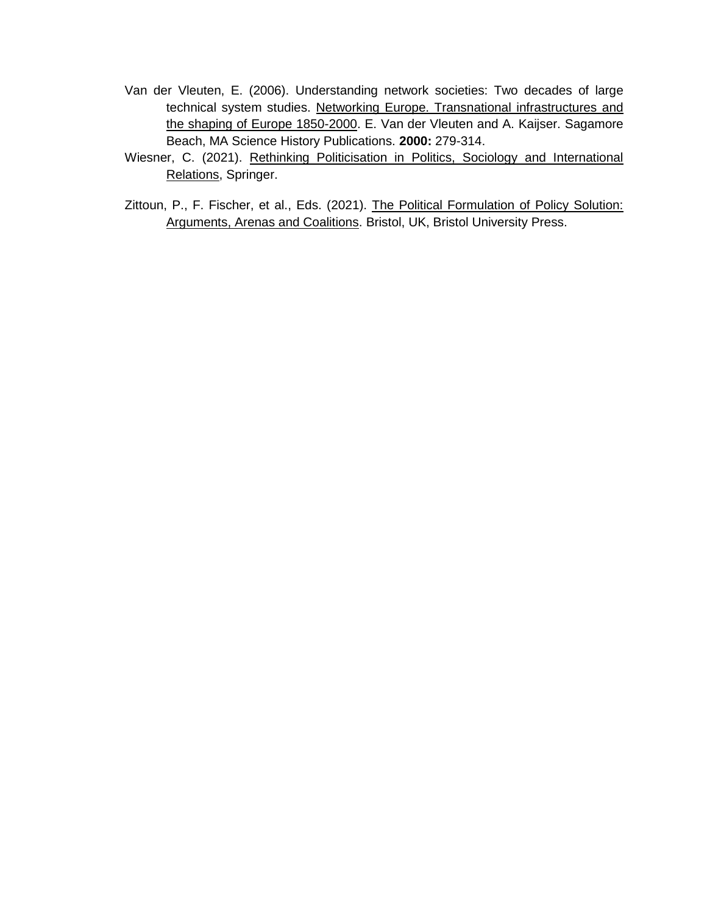Van der Vleuten, E. (2006). Understanding network societies: Two decades of large technical system studies. Networking Europe. Transnational infrastructures and the shaping of Europe 1850-2000. E. Van der Vleuten and A. Kaijser. Sagamore Beach, MA Science History Publications. **2000:** 279-314.

Wiesner, C. (2021). Rethinking Politicisation in Politics, Sociology and International Relations, Springer.

Zittoun, P., F. Fischer, et al., Eds. (2021). The Political Formulation of Policy Solution: Arguments, Arenas and Coalitions. Bristol, UK, Bristol University Press.